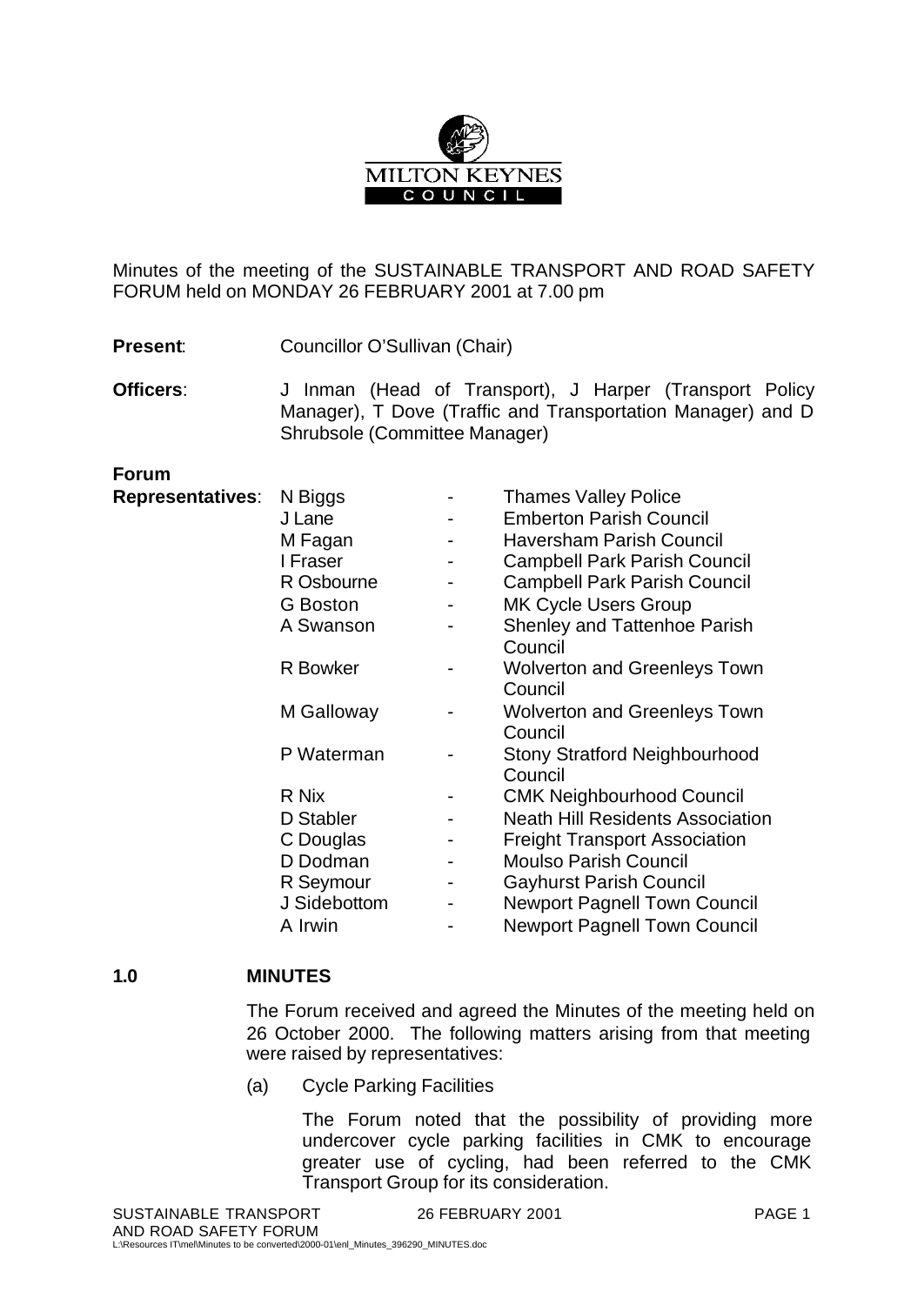MILTON KEYNES COUNCIL

Minutes of the meeting of the SUSTAINABLE TRANSPORT AND ROAD SAFETY FORUM held on MONDAY 26 FEBRUARY 2001 at 7.00 pm

**Present**: Councillor O'Sullivan (Chair)

**Officers**: J Inman (Head of Transport), J Harper (Transport Policy Manager), T Dove (Traffic and Transportation Manager) and D Shrubsole (Committee Manager)

**Forum Representatives**:

| | | |
|---|---|---|
| N Biggs | - | Thames Valley Police |
| J Lane | - | Emberton Parish Council |
| M Fagan | - | Haversham Parish Council |
| I Fraser | - | Campbell Park Parish Council |
| R Osbourne | - | Campbell Park Parish Council |
| G Boston | - | MK Cycle Users Group |
| A Swanson | - | Shenley and Tattenhoe Parish Council |
| R Bowker | - | Wolverton and Greenleys Town Council |
| M Galloway | - | Wolverton and Greenleys Town Council |
| P Waterman | - | Stony Stratford Neighbourhood Council |
| R Nix | - | CMK Neighbourhood Council |
| D Stabler | - | Neath Hill Residents Association |
| C Douglas | - | Freight Transport Association |
| D Dodman | - | Moulso Parish Council |
| R Seymour | - | Gayhurst Parish Council |
| J Sidebottom | - | Newport Pagnell Town Council |
| A Irwin | - | Newport Pagnell Town Council |

## 1.0 MINUTES

The Forum received and agreed the Minutes of the meeting held on 26 October 2000. The following matters arising from that meeting were raised by representatives:

(a) Cycle Parking Facilities

The Forum noted that the possibility of providing more undercover cycle parking facilities in CMK to encourage greater use of cycling, had been referred to the CMK Transport Group for its consideration.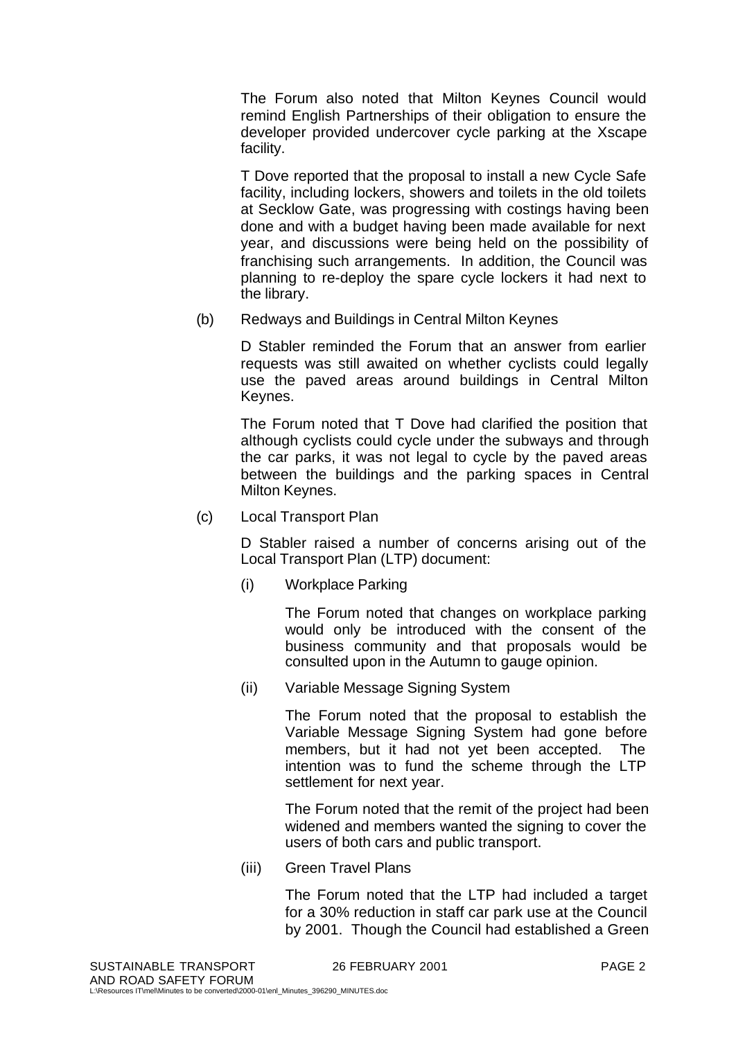The Forum also noted that Milton Keynes Council would remind English Partnerships of their obligation to ensure the developer provided undercover cycle parking at the Xscape facility.

T Dove reported that the proposal to install a new Cycle Safe facility, including lockers, showers and toilets in the old toilets at Secklow Gate, was progressing with costings having been done and with a budget having been made available for next year, and discussions were being held on the possibility of franchising such arrangements. In addition, the Council was planning to re-deploy the spare cycle lockers it had next to the library.

(b) Redways and Buildings in Central Milton Keynes

D Stabler reminded the Forum that an answer from earlier requests was still awaited on whether cyclists could legally use the paved areas around buildings in Central Milton Keynes.

The Forum noted that T Dove had clarified the position that although cyclists could cycle under the subways and through the car parks, it was not legal to cycle by the paved areas between the buildings and the parking spaces in Central Milton Keynes.

(c) Local Transport Plan

D Stabler raised a number of concerns arising out of the Local Transport Plan (LTP) document:

(i) Workplace Parking

The Forum noted that changes on workplace parking would only be introduced with the consent of the business community and that proposals would be consulted upon in the Autumn to gauge opinion.

(ii) Variable Message Signing System

The Forum noted that the proposal to establish the Variable Message Signing System had gone before members, but it had not yet been accepted. The intention was to fund the scheme through the LTP settlement for next year.

The Forum noted that the remit of the project had been widened and members wanted the signing to cover the users of both cars and public transport.

(iii) Green Travel Plans

The Forum noted that the LTP had included a target for a 30% reduction in staff car park use at the Council by 2001. Though the Council had established a Green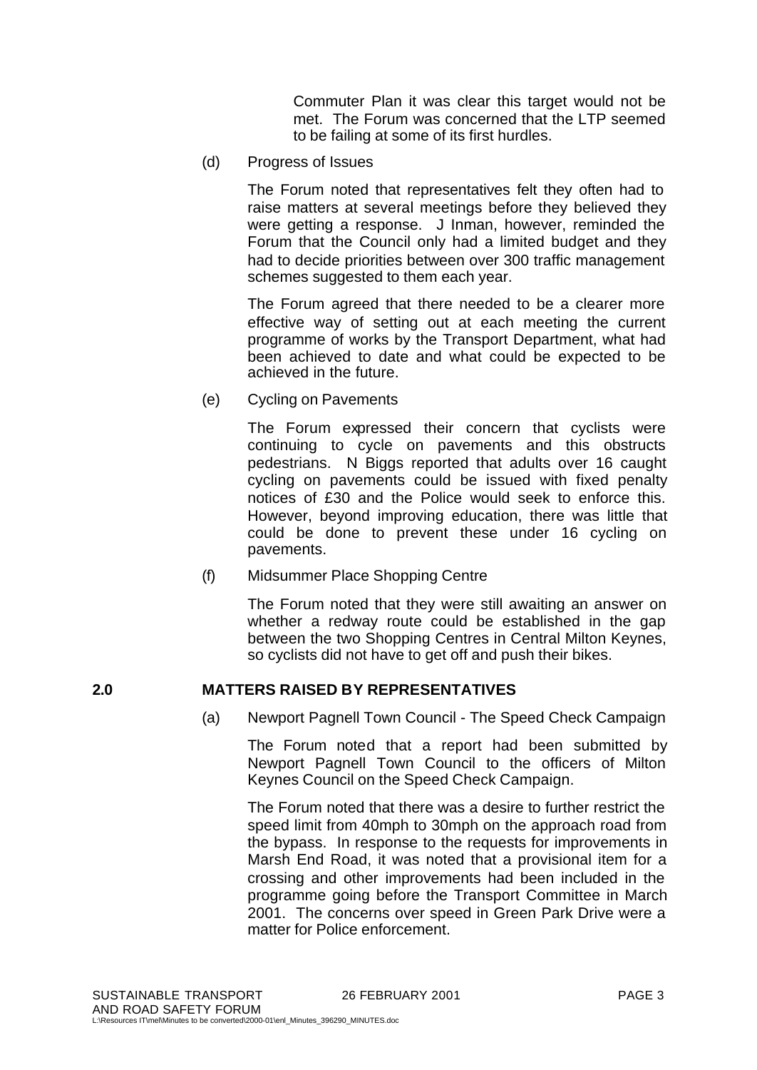Commuter Plan it was clear this target would not be met. The Forum was concerned that the LTP seemed to be failing at some of its first hurdles.

(d) Progress of Issues

The Forum noted that representatives felt they often had to raise matters at several meetings before they believed they were getting a response. J Inman, however, reminded the Forum that the Council only had a limited budget and they had to decide priorities between over 300 traffic management schemes suggested to them each year.

The Forum agreed that there needed to be a clearer more effective way of setting out at each meeting the current programme of works by the Transport Department, what had been achieved to date and what could be expected to be achieved in the future.

(e) Cycling on Pavements

The Forum expressed their concern that cyclists were continuing to cycle on pavements and this obstructs pedestrians. N Biggs reported that adults over 16 caught cycling on pavements could be issued with fixed penalty notices of £30 and the Police would seek to enforce this. However, beyond improving education, there was little that could be done to prevent these under 16 cycling on pavements.

(f) Midsummer Place Shopping Centre

The Forum noted that they were still awaiting an answer on whether a redway route could be established in the gap between the two Shopping Centres in Central Milton Keynes, so cyclists did not have to get off and push their bikes.

## 2.0 MATTERS RAISED BY REPRESENTATIVES

(a) Newport Pagnell Town Council - The Speed Check Campaign

The Forum noted that a report had been submitted by Newport Pagnell Town Council to the officers of Milton Keynes Council on the Speed Check Campaign.

The Forum noted that there was a desire to further restrict the speed limit from 40mph to 30mph on the approach road from the bypass. In response to the requests for improvements in Marsh End Road, it was noted that a provisional item for a crossing and other improvements had been included in the programme going before the Transport Committee in March 2001. The concerns over speed in Green Park Drive were a matter for Police enforcement.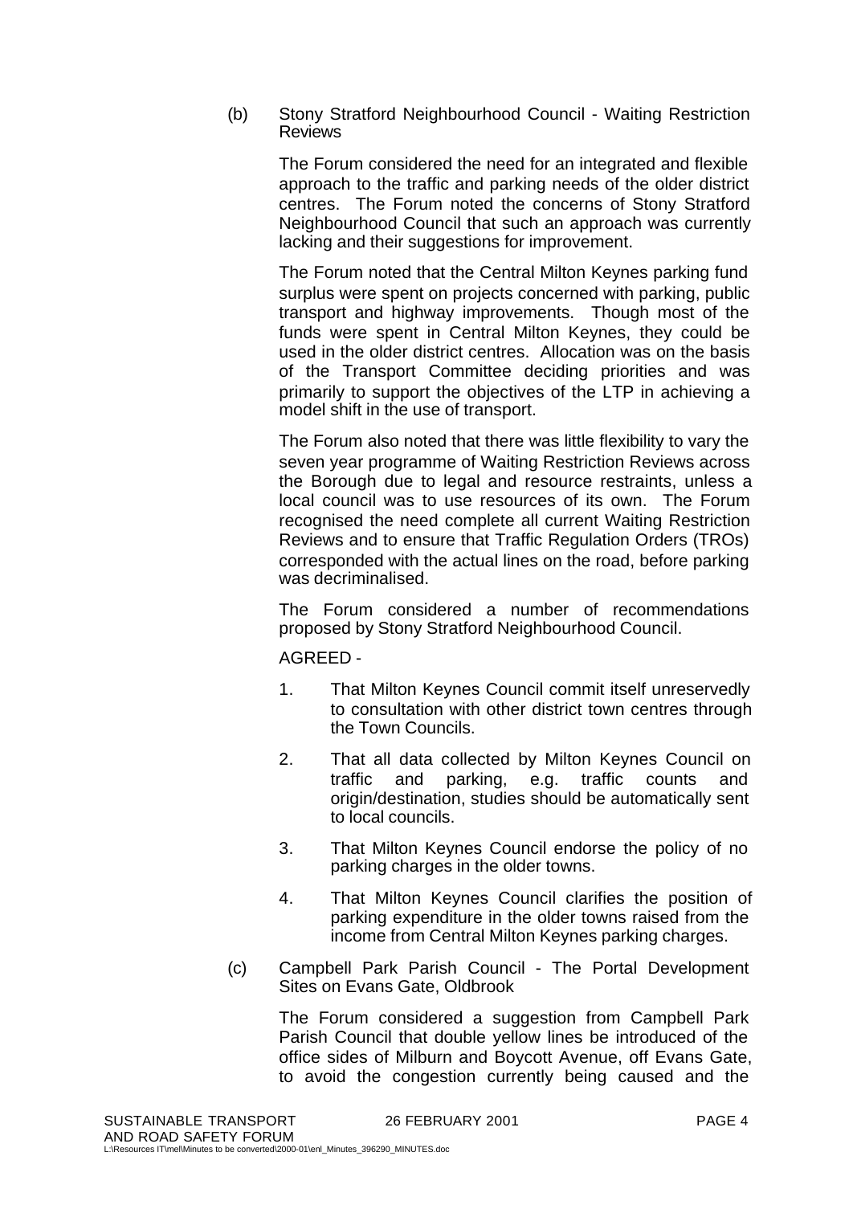(b) Stony Stratford Neighbourhood Council - Waiting Restriction Reviews

The Forum considered the need for an integrated and flexible approach to the traffic and parking needs of the older district centres. The Forum noted the concerns of Stony Stratford Neighbourhood Council that such an approach was currently lacking and their suggestions for improvement.

The Forum noted that the Central Milton Keynes parking fund surplus were spent on projects concerned with parking, public transport and highway improvements. Though most of the funds were spent in Central Milton Keynes, they could be used in the older district centres. Allocation was on the basis of the Transport Committee deciding priorities and was primarily to support the objectives of the LTP in achieving a model shift in the use of transport.

The Forum also noted that there was little flexibility to vary the seven year programme of Waiting Restriction Reviews across the Borough due to legal and resource restraints, unless a local council was to use resources of its own. The Forum recognised the need complete all current Waiting Restriction Reviews and to ensure that Traffic Regulation Orders (TROs) corresponded with the actual lines on the road, before parking was decriminalised.

The Forum considered a number of recommendations proposed by Stony Stratford Neighbourhood Council.

AGREED -

1. That Milton Keynes Council commit itself unreservedly to consultation with other district town centres through the Town Councils.
2. That all data collected by Milton Keynes Council on traffic and parking, e.g. traffic counts and origin/destination, studies should be automatically sent to local councils.
3. That Milton Keynes Council endorse the policy of no parking charges in the older towns.
4. That Milton Keynes Council clarifies the position of parking expenditure in the older towns raised from the income from Central Milton Keynes parking charges.

(c) Campbell Park Parish Council - The Portal Development Sites on Evans Gate, Oldbrook

The Forum considered a suggestion from Campbell Park Parish Council that double yellow lines be introduced of the office sides of Milburn and Boycott Avenue, off Evans Gate, to avoid the congestion currently being caused and the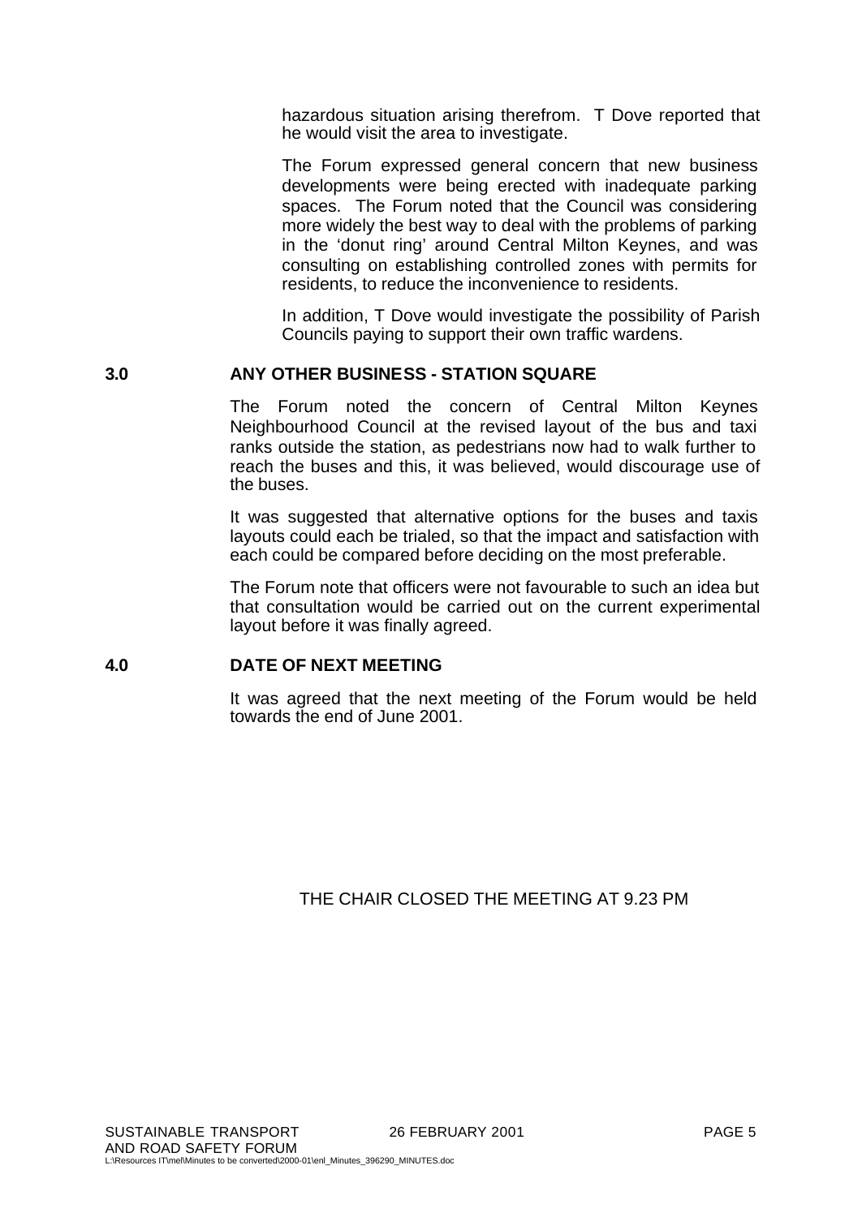hazardous situation arising therefrom. T Dove reported that he would visit the area to investigate.

The Forum expressed general concern that new business developments were being erected with inadequate parking spaces. The Forum noted that the Council was considering more widely the best way to deal with the problems of parking in the 'donut ring' around Central Milton Keynes, and was consulting on establishing controlled zones with permits for residents, to reduce the inconvenience to residents.

In addition, T Dove would investigate the possibility of Parish Councils paying to support their own traffic wardens.

## 3.0 ANY OTHER BUSINESS - STATION SQUARE

The Forum noted the concern of Central Milton Keynes Neighbourhood Council at the revised layout of the bus and taxi ranks outside the station, as pedestrians now had to walk further to reach the buses and this, it was believed, would discourage use of the buses.

It was suggested that alternative options for the buses and taxis layouts could each be trialed, so that the impact and satisfaction with each could be compared before deciding on the most preferable.

The Forum note that officers were not favourable to such an idea but that consultation would be carried out on the current experimental layout before it was finally agreed.

## 4.0 DATE OF NEXT MEETING

It was agreed that the next meeting of the Forum would be held towards the end of June 2001.

THE CHAIR CLOSED THE MEETING AT 9.23 PM